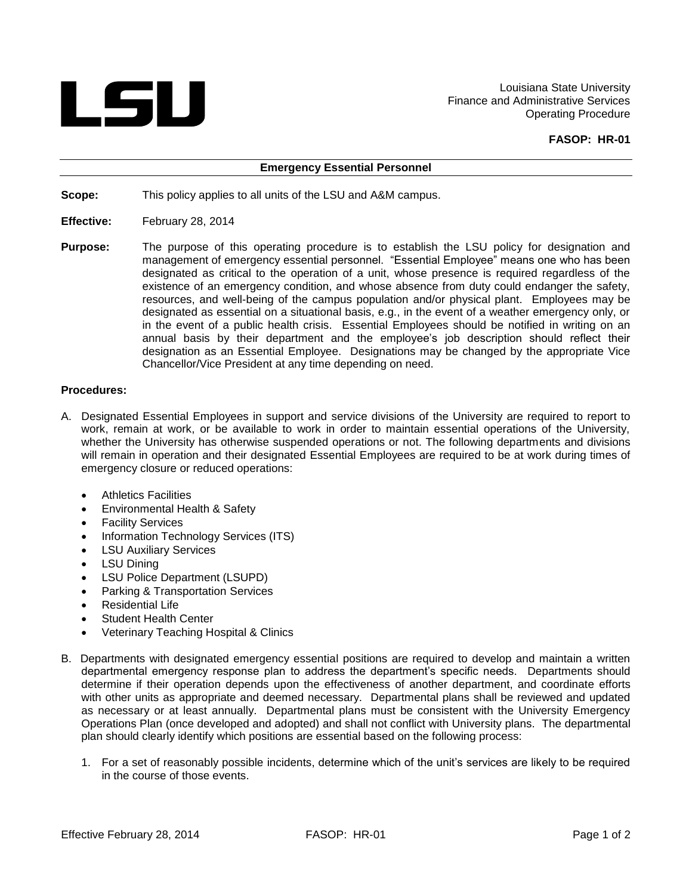LSU

Louisiana State University
Finance and Administrative Services
Operating Procedure

**FASOP: HR-01**

## Emergency Essential Personnel

**Scope:** This policy applies to all units of the LSU and A&M campus.

**Effective:** February 28, 2014

**Purpose:** The purpose of this operating procedure is to establish the LSU policy for designation and management of emergency essential personnel. "Essential Employee" means one who has been designated as critical to the operation of a unit, whose presence is required regardless of the existence of an emergency condition, and whose absence from duty could endanger the safety, resources, and well-being of the campus population and/or physical plant. Employees may be designated as essential on a situational basis, e.g., in the event of a weather emergency only, or in the event of a public health crisis. Essential Employees should be notified in writing on an annual basis by their department and the employee's job description should reflect their designation as an Essential Employee. Designations may be changed by the appropriate Vice Chancellor/Vice President at any time depending on need.

**Procedures:**

A. Designated Essential Employees in support and service divisions of the University are required to report to work, remain at work, or be available to work in order to maintain essential operations of the University, whether the University has otherwise suspended operations or not. The following departments and divisions will remain in operation and their designated Essential Employees are required to be at work during times of emergency closure or reduced operations:

   - Athletics Facilities
   - Environmental Health & Safety
   - Facility Services
   - Information Technology Services (ITS)
   - LSU Auxiliary Services
   - LSU Dining
   - LSU Police Department (LSUPD)
   - Parking & Transportation Services
   - Residential Life
   - Student Health Center
   - Veterinary Teaching Hospital & Clinics

B. Departments with designated emergency essential positions are required to develop and maintain a written departmental emergency response plan to address the department's specific needs. Departments should determine if their operation depends upon the effectiveness of another department, and coordinate efforts with other units as appropriate and deemed necessary. Departmental plans shall be reviewed and updated as necessary or at least annually. Departmental plans must be consistent with the University Emergency Operations Plan (once developed and adopted) and shall not conflict with University plans. The departmental plan should clearly identify which positions are essential based on the following process:

   1. For a set of reasonably possible incidents, determine which of the unit's services are likely to be required in the course of those events.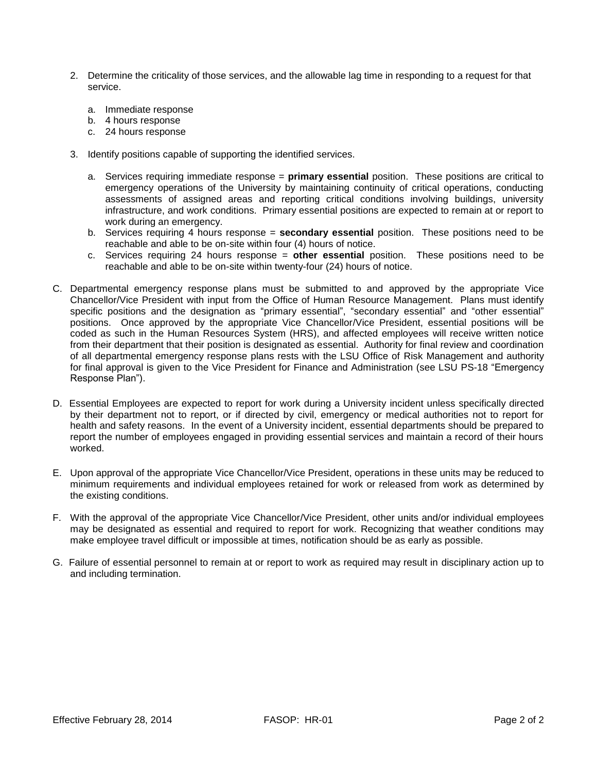2. Determine the criticality of those services, and the allowable lag time in responding to a request for that service.

   a. Immediate response
   b. 4 hours response
   c. 24 hours response

3. Identify positions capable of supporting the identified services.

   a. Services requiring immediate response = **primary essential** position. These positions are critical to emergency operations of the University by maintaining continuity of critical operations, conducting assessments of assigned areas and reporting critical conditions involving buildings, university infrastructure, and work conditions. Primary essential positions are expected to remain at or report to work during an emergency.
   b. Services requiring 4 hours response = **secondary essential** position. These positions need to be reachable and able to be on-site within four (4) hours of notice.
   c. Services requiring 24 hours response = **other essential** position. These positions need to be reachable and able to be on-site within twenty-four (24) hours of notice.

C. Departmental emergency response plans must be submitted to and approved by the appropriate Vice Chancellor/Vice President with input from the Office of Human Resource Management. Plans must identify specific positions and the designation as "primary essential", "secondary essential" and "other essential" positions. Once approved by the appropriate Vice Chancellor/Vice President, essential positions will be coded as such in the Human Resources System (HRS), and affected employees will receive written notice from their department that their position is designated as essential. Authority for final review and coordination of all departmental emergency response plans rests with the LSU Office of Risk Management and authority for final approval is given to the Vice President for Finance and Administration (see LSU PS-18 "Emergency Response Plan").

D. Essential Employees are expected to report for work during a University incident unless specifically directed by their department not to report, or if directed by civil, emergency or medical authorities not to report for health and safety reasons. In the event of a University incident, essential departments should be prepared to report the number of employees engaged in providing essential services and maintain a record of their hours worked.

E. Upon approval of the appropriate Vice Chancellor/Vice President, operations in these units may be reduced to minimum requirements and individual employees retained for work or released from work as determined by the existing conditions.

F. With the approval of the appropriate Vice Chancellor/Vice President, other units and/or individual employees may be designated as essential and required to report for work. Recognizing that weather conditions may make employee travel difficult or impossible at times, notification should be as early as possible.

G. Failure of essential personnel to remain at or report to work as required may result in disciplinary action up to and including termination.